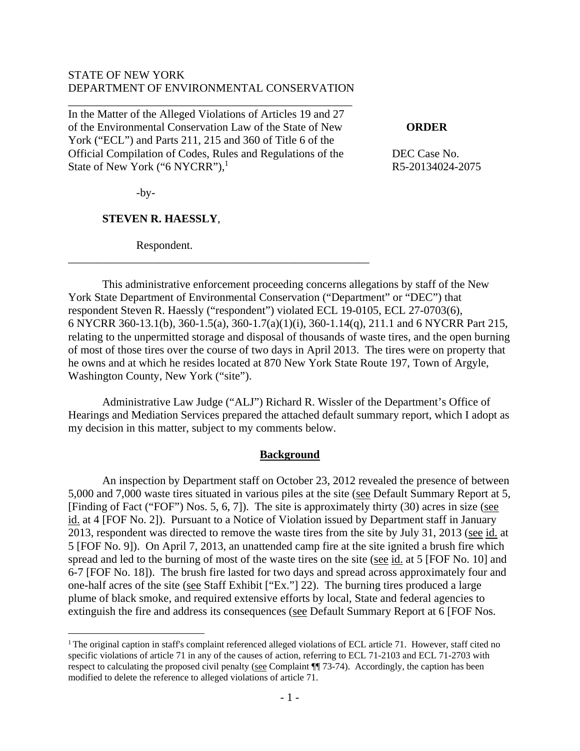STATE OF NEW YORK
DEPARTMENT OF ENVIRONMENTAL CONSERVATION

---

In the Matter of the Alleged Violations of Articles 19 and 27 of the Environmental Conservation Law of the State of New York ("ECL") and Parts 211, 215 and 360 of Title 6 of the Official Compilation of Codes, Rules and Regulations of the State of New York ("6 NYCRR"),[1]

-by-

**STEVEN R. HAESSLY**,

Respondent.

---

**ORDER**

DEC Case No.
R5-20134024-2075

This administrative enforcement proceeding concerns allegations by staff of the New York State Department of Environmental Conservation ("Department" or "DEC") that respondent Steven R. Haessly ("respondent") violated ECL 19-0105, ECL 27-0703(6), 6 NYCRR 360-13.1(b), 360-1.5(a), 360-1.7(a)(1)(i), 360-1.14(q), 211.1 and 6 NYCRR Part 215, relating to the unpermitted storage and disposal of thousands of waste tires, and the open burning of most of those tires over the course of two days in April 2013. The tires were on property that he owns and at which he resides located at 870 New York State Route 197, Town of Argyle, Washington County, New York ("site").

Administrative Law Judge ("ALJ") Richard R. Wissler of the Department's Office of Hearings and Mediation Services prepared the attached default summary report, which I adopt as my decision in this matter, subject to my comments below.

## Background

An inspection by Department staff on October 23, 2012 revealed the presence of between 5,000 and 7,000 waste tires situated in various piles at the site (see Default Summary Report at 5, [Finding of Fact ("FOF") Nos. 5, 6, 7]). The site is approximately thirty (30) acres in size (see id. at 4 [FOF No. 2]). Pursuant to a Notice of Violation issued by Department staff in January 2013, respondent was directed to remove the waste tires from the site by July 31, 2013 (see id. at 5 [FOF No. 9]). On April 7, 2013, an unattended camp fire at the site ignited a brush fire which spread and led to the burning of most of the waste tires on the site (see id. at 5 [FOF No. 10] and 6-7 [FOF No. 18]). The brush fire lasted for two days and spread across approximately four and one-half acres of the site (see Staff Exhibit ["Ex."] 22). The burning tires produced a large plume of black smoke, and required extensive efforts by local, State and federal agencies to extinguish the fire and address its consequences (see Default Summary Report at 6 [FOF Nos.

---

[1] The original caption in staff's complaint referenced alleged violations of ECL article 71. However, staff cited no specific violations of article 71 in any of the causes of action, referring to ECL 71-2103 and ECL 71-2703 with respect to calculating the proposed civil penalty (see Complaint ¶¶ 73-74). Accordingly, the caption has been modified to delete the reference to alleged violations of article 71.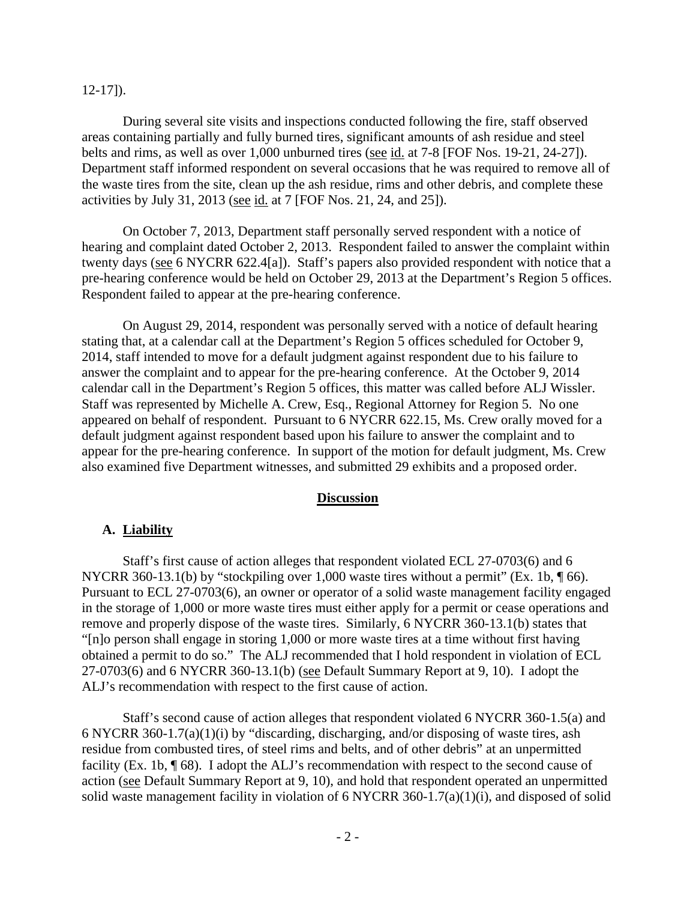12-17]).

During several site visits and inspections conducted following the fire, staff observed areas containing partially and fully burned tires, significant amounts of ash residue and steel belts and rims, as well as over 1,000 unburned tires (see id. at 7-8 [FOF Nos. 19-21, 24-27]). Department staff informed respondent on several occasions that he was required to remove all of the waste tires from the site, clean up the ash residue, rims and other debris, and complete these activities by July 31, 2013 (see id. at 7 [FOF Nos. 21, 24, and 25]).

On October 7, 2013, Department staff personally served respondent with a notice of hearing and complaint dated October 2, 2013. Respondent failed to answer the complaint within twenty days (see 6 NYCRR 622.4[a]). Staff's papers also provided respondent with notice that a pre-hearing conference would be held on October 29, 2013 at the Department's Region 5 offices. Respondent failed to appear at the pre-hearing conference.

On August 29, 2014, respondent was personally served with a notice of default hearing stating that, at a calendar call at the Department's Region 5 offices scheduled for October 9, 2014, staff intended to move for a default judgment against respondent due to his failure to answer the complaint and to appear for the pre-hearing conference. At the October 9, 2014 calendar call in the Department's Region 5 offices, this matter was called before ALJ Wissler. Staff was represented by Michelle A. Crew, Esq., Regional Attorney for Region 5. No one appeared on behalf of respondent. Pursuant to 6 NYCRR 622.15, Ms. Crew orally moved for a default judgment against respondent based upon his failure to answer the complaint and to appear for the pre-hearing conference. In support of the motion for default judgment, Ms. Crew also examined five Department witnesses, and submitted 29 exhibits and a proposed order.

## Discussion

### A. Liability

Staff's first cause of action alleges that respondent violated ECL 27-0703(6) and 6 NYCRR 360-13.1(b) by "stockpiling over 1,000 waste tires without a permit" (Ex. 1b, ¶ 66). Pursuant to ECL 27-0703(6), an owner or operator of a solid waste management facility engaged in the storage of 1,000 or more waste tires must either apply for a permit or cease operations and remove and properly dispose of the waste tires. Similarly, 6 NYCRR 360-13.1(b) states that "[n]o person shall engage in storing 1,000 or more waste tires at a time without first having obtained a permit to do so." The ALJ recommended that I hold respondent in violation of ECL 27-0703(6) and 6 NYCRR 360-13.1(b) (see Default Summary Report at 9, 10). I adopt the ALJ's recommendation with respect to the first cause of action.

Staff's second cause of action alleges that respondent violated 6 NYCRR 360-1.5(a) and 6 NYCRR 360-1.7(a)(1)(i) by "discarding, discharging, and/or disposing of waste tires, ash residue from combusted tires, of steel rims and belts, and of other debris" at an unpermitted facility (Ex. 1b, ¶ 68). I adopt the ALJ's recommendation with respect to the second cause of action (see Default Summary Report at 9, 10), and hold that respondent operated an unpermitted solid waste management facility in violation of 6 NYCRR 360-1.7(a)(1)(i), and disposed of solid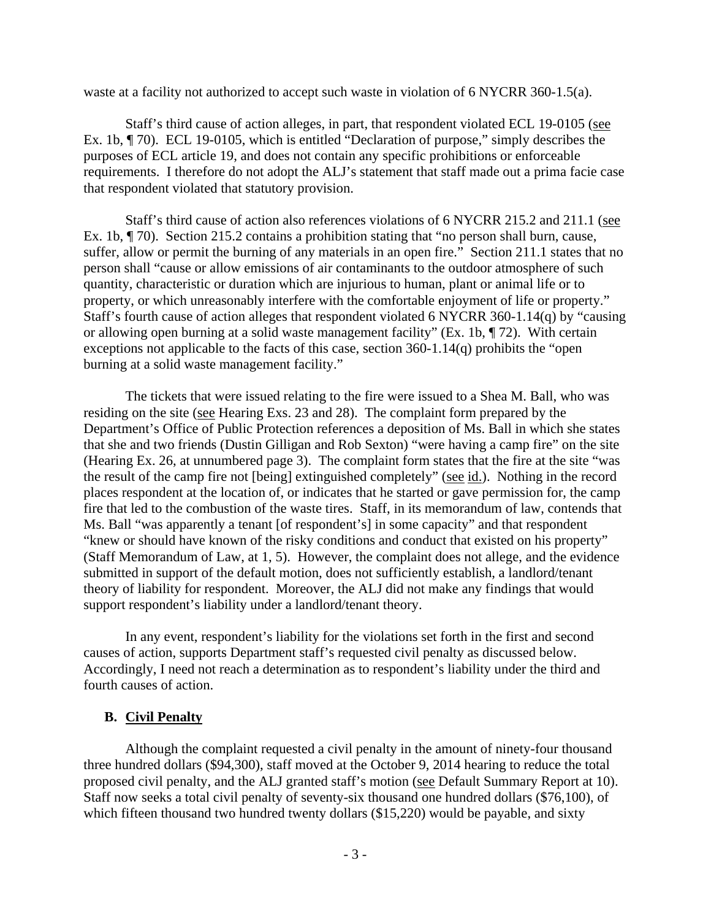waste at a facility not authorized to accept such waste in violation of 6 NYCRR 360-1.5(a).

Staff's third cause of action alleges, in part, that respondent violated ECL 19-0105 (see Ex. 1b, ¶ 70). ECL 19-0105, which is entitled "Declaration of purpose," simply describes the purposes of ECL article 19, and does not contain any specific prohibitions or enforceable requirements. I therefore do not adopt the ALJ's statement that staff made out a prima facie case that respondent violated that statutory provision.

Staff's third cause of action also references violations of 6 NYCRR 215.2 and 211.1 (see Ex. 1b, ¶ 70). Section 215.2 contains a prohibition stating that "no person shall burn, cause, suffer, allow or permit the burning of any materials in an open fire." Section 211.1 states that no person shall "cause or allow emissions of air contaminants to the outdoor atmosphere of such quantity, characteristic or duration which are injurious to human, plant or animal life or to property, or which unreasonably interfere with the comfortable enjoyment of life or property." Staff's fourth cause of action alleges that respondent violated 6 NYCRR 360-1.14(q) by "causing or allowing open burning at a solid waste management facility" (Ex. 1b, ¶ 72). With certain exceptions not applicable to the facts of this case, section 360-1.14(q) prohibits the "open burning at a solid waste management facility."

The tickets that were issued relating to the fire were issued to a Shea M. Ball, who was residing on the site (see Hearing Exs. 23 and 28). The complaint form prepared by the Department's Office of Public Protection references a deposition of Ms. Ball in which she states that she and two friends (Dustin Gilligan and Rob Sexton) "were having a camp fire" on the site (Hearing Ex. 26, at unnumbered page 3). The complaint form states that the fire at the site "was the result of the camp fire not [being] extinguished completely" (see id.). Nothing in the record places respondent at the location of, or indicates that he started or gave permission for, the camp fire that led to the combustion of the waste tires. Staff, in its memorandum of law, contends that Ms. Ball "was apparently a tenant [of respondent's] in some capacity" and that respondent "knew or should have known of the risky conditions and conduct that existed on his property" (Staff Memorandum of Law, at 1, 5). However, the complaint does not allege, and the evidence submitted in support of the default motion, does not sufficiently establish, a landlord/tenant theory of liability for respondent. Moreover, the ALJ did not make any findings that would support respondent's liability under a landlord/tenant theory.

In any event, respondent's liability for the violations set forth in the first and second causes of action, supports Department staff's requested civil penalty as discussed below. Accordingly, I need not reach a determination as to respondent's liability under the third and fourth causes of action.

### B. Civil Penalty

Although the complaint requested a civil penalty in the amount of ninety-four thousand three hundred dollars ($94,300), staff moved at the October 9, 2014 hearing to reduce the total proposed civil penalty, and the ALJ granted staff's motion (see Default Summary Report at 10). Staff now seeks a total civil penalty of seventy-six thousand one hundred dollars ($76,100), of which fifteen thousand two hundred twenty dollars ($15,220) would be payable, and sixty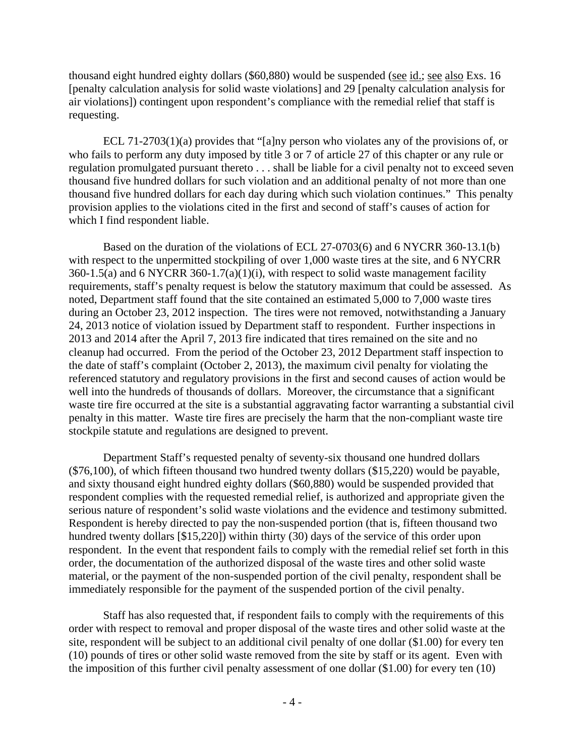thousand eight hundred eighty dollars ($60,880) would be suspended (see id.; see also Exs. 16 [penalty calculation analysis for solid waste violations] and 29 [penalty calculation analysis for air violations]) contingent upon respondent's compliance with the remedial relief that staff is requesting.

ECL 71-2703(1)(a) provides that "[a]ny person who violates any of the provisions of, or who fails to perform any duty imposed by title 3 or 7 of article 27 of this chapter or any rule or regulation promulgated pursuant thereto . . . shall be liable for a civil penalty not to exceed seven thousand five hundred dollars for such violation and an additional penalty of not more than one thousand five hundred dollars for each day during which such violation continues." This penalty provision applies to the violations cited in the first and second of staff's causes of action for which I find respondent liable.

Based on the duration of the violations of ECL 27-0703(6) and 6 NYCRR 360-13.1(b) with respect to the unpermitted stockpiling of over 1,000 waste tires at the site, and 6 NYCRR 360-1.5(a) and 6 NYCRR 360-1.7(a)(1)(i), with respect to solid waste management facility requirements, staff's penalty request is below the statutory maximum that could be assessed. As noted, Department staff found that the site contained an estimated 5,000 to 7,000 waste tires during an October 23, 2012 inspection. The tires were not removed, notwithstanding a January 24, 2013 notice of violation issued by Department staff to respondent. Further inspections in 2013 and 2014 after the April 7, 2013 fire indicated that tires remained on the site and no cleanup had occurred. From the period of the October 23, 2012 Department staff inspection to the date of staff's complaint (October 2, 2013), the maximum civil penalty for violating the referenced statutory and regulatory provisions in the first and second causes of action would be well into the hundreds of thousands of dollars. Moreover, the circumstance that a significant waste tire fire occurred at the site is a substantial aggravating factor warranting a substantial civil penalty in this matter. Waste tire fires are precisely the harm that the non-compliant waste tire stockpile statute and regulations are designed to prevent.

Department Staff's requested penalty of seventy-six thousand one hundred dollars ($76,100), of which fifteen thousand two hundred twenty dollars ($15,220) would be payable, and sixty thousand eight hundred eighty dollars ($60,880) would be suspended provided that respondent complies with the requested remedial relief, is authorized and appropriate given the serious nature of respondent's solid waste violations and the evidence and testimony submitted. Respondent is hereby directed to pay the non-suspended portion (that is, fifteen thousand two hundred twenty dollars [$15,220]) within thirty (30) days of the service of this order upon respondent. In the event that respondent fails to comply with the remedial relief set forth in this order, the documentation of the authorized disposal of the waste tires and other solid waste material, or the payment of the non-suspended portion of the civil penalty, respondent shall be immediately responsible for the payment of the suspended portion of the civil penalty.

Staff has also requested that, if respondent fails to comply with the requirements of this order with respect to removal and proper disposal of the waste tires and other solid waste at the site, respondent will be subject to an additional civil penalty of one dollar ($1.00) for every ten (10) pounds of tires or other solid waste removed from the site by staff or its agent. Even with the imposition of this further civil penalty assessment of one dollar ($1.00) for every ten (10)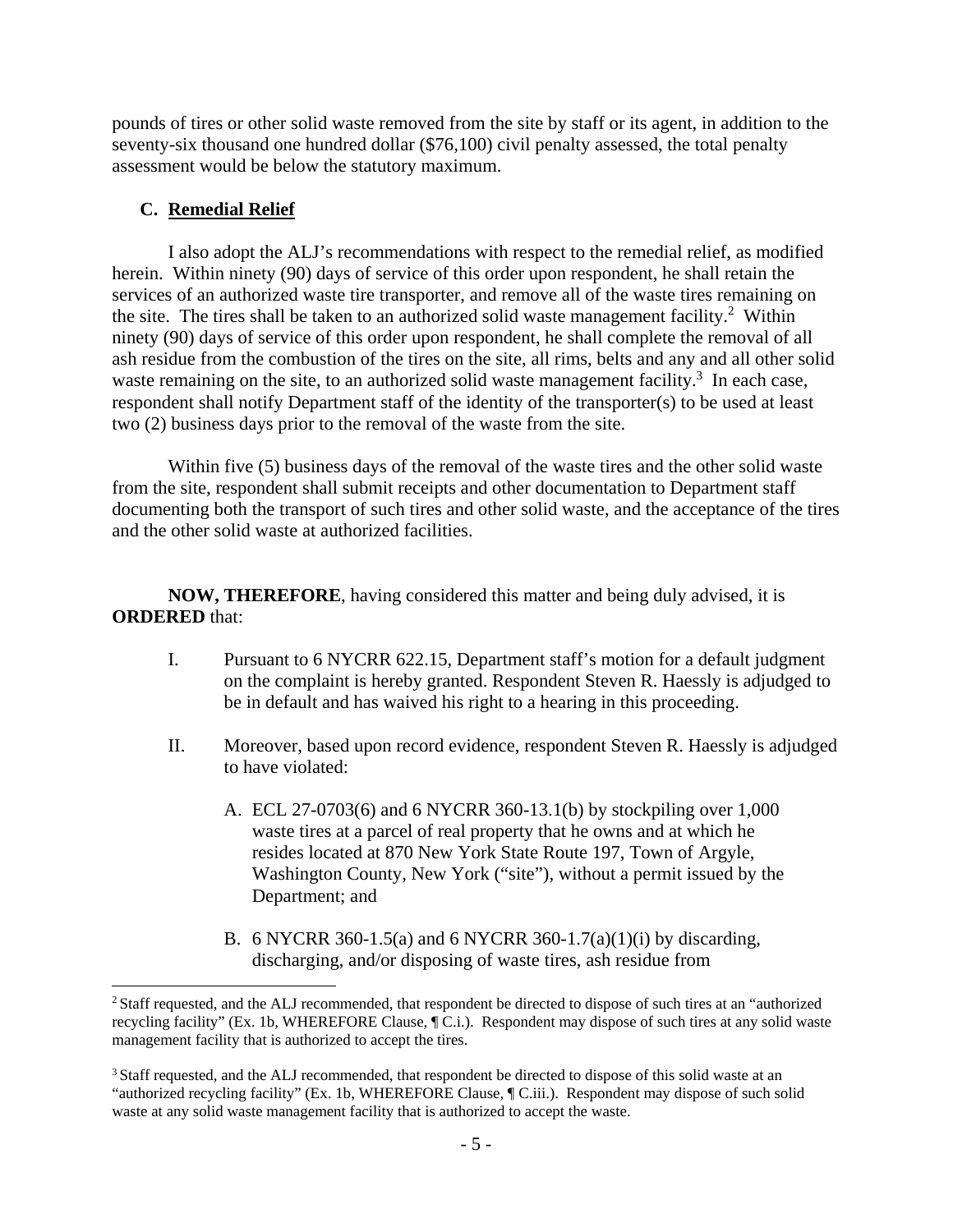pounds of tires or other solid waste removed from the site by staff or its agent, in addition to the seventy-six thousand one hundred dollar ($76,100) civil penalty assessed, the total penalty assessment would be below the statutory maximum.

### C. Remedial Relief

I also adopt the ALJ's recommendations with respect to the remedial relief, as modified herein. Within ninety (90) days of service of this order upon respondent, he shall retain the services of an authorized waste tire transporter, and remove all of the waste tires remaining on the site. The tires shall be taken to an authorized solid waste management facility.[2] Within ninety (90) days of service of this order upon respondent, he shall complete the removal of all ash residue from the combustion of the tires on the site, all rims, belts and any and all other solid waste remaining on the site, to an authorized solid waste management facility.[3] In each case, respondent shall notify Department staff of the identity of the transporter(s) to be used at least two (2) business days prior to the removal of the waste from the site.

Within five (5) business days of the removal of the waste tires and the other solid waste from the site, respondent shall submit receipts and other documentation to Department staff documenting both the transport of such tires and other solid waste, and the acceptance of the tires and the other solid waste at authorized facilities.

**NOW, THEREFORE**, having considered this matter and being duly advised, it is **ORDERED** that:

I. Pursuant to 6 NYCRR 622.15, Department staff's motion for a default judgment on the complaint is hereby granted. Respondent Steven R. Haessly is adjudged to be in default and has waived his right to a hearing in this proceeding.

II. Moreover, based upon record evidence, respondent Steven R. Haessly is adjudged to have violated:

   A. ECL 27-0703(6) and 6 NYCRR 360-13.1(b) by stockpiling over 1,000 waste tires at a parcel of real property that he owns and at which he resides located at 870 New York State Route 197, Town of Argyle, Washington County, New York ("site"), without a permit issued by the Department; and

   B. 6 NYCRR 360-1.5(a) and 6 NYCRR 360-1.7(a)(1)(i) by discarding, discharging, and/or disposing of waste tires, ash residue from

---

[2] Staff requested, and the ALJ recommended, that respondent be directed to dispose of such tires at an "authorized recycling facility" (Ex. 1b, WHEREFORE Clause, ¶ C.i.). Respondent may dispose of such tires at any solid waste management facility that is authorized to accept the tires.

[3] Staff requested, and the ALJ recommended, that respondent be directed to dispose of this solid waste at an "authorized recycling facility" (Ex. 1b, WHEREFORE Clause, ¶ C.iii.). Respondent may dispose of such solid waste at any solid waste management facility that is authorized to accept the waste.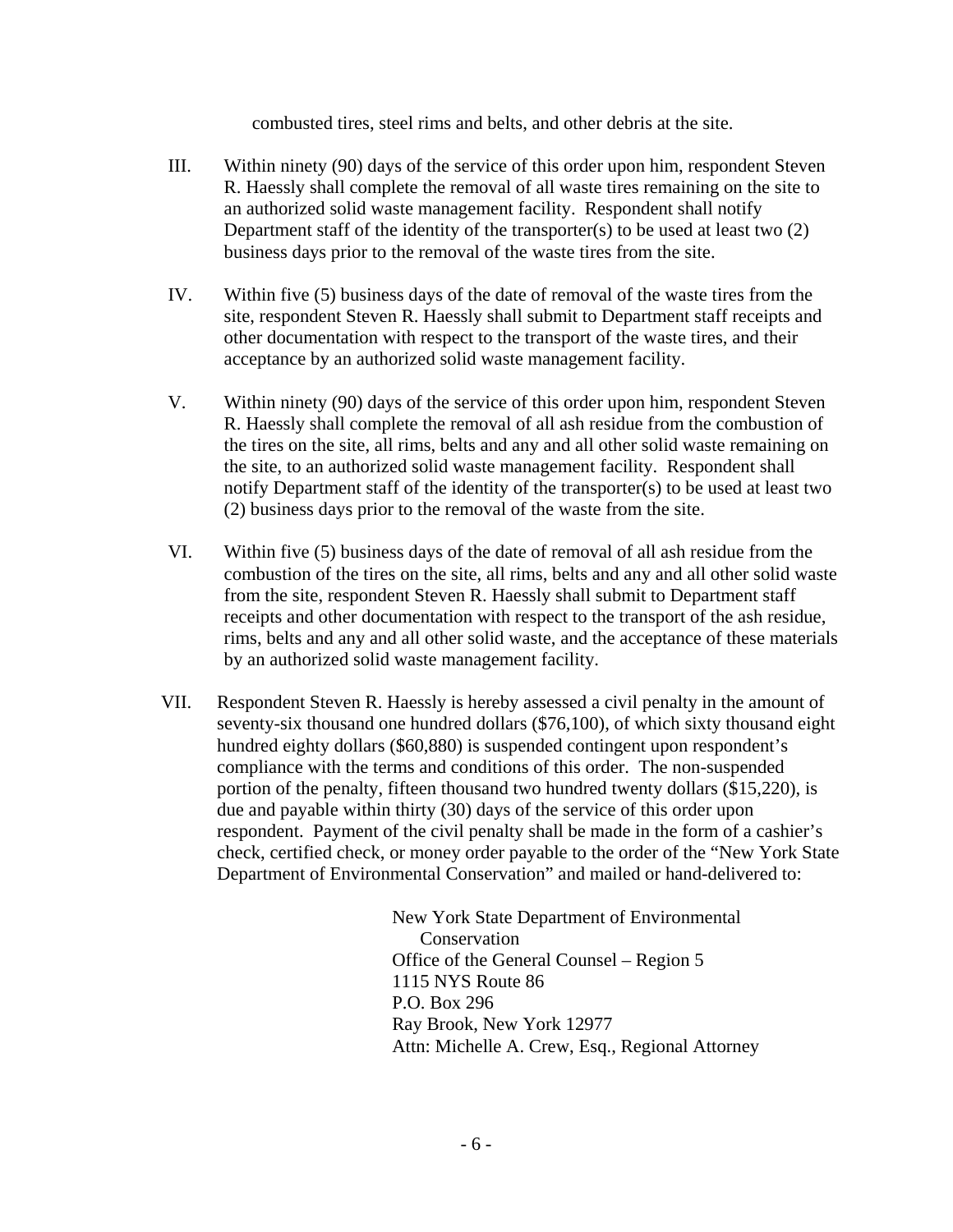combusted tires, steel rims and belts, and other debris at the site.

III. Within ninety (90) days of the service of this order upon him, respondent Steven R. Haessly shall complete the removal of all waste tires remaining on the site to an authorized solid waste management facility. Respondent shall notify Department staff of the identity of the transporter(s) to be used at least two (2) business days prior to the removal of the waste tires from the site.

IV. Within five (5) business days of the date of removal of the waste tires from the site, respondent Steven R. Haessly shall submit to Department staff receipts and other documentation with respect to the transport of the waste tires, and their acceptance by an authorized solid waste management facility.

V. Within ninety (90) days of the service of this order upon him, respondent Steven R. Haessly shall complete the removal of all ash residue from the combustion of the tires on the site, all rims, belts and any and all other solid waste remaining on the site, to an authorized solid waste management facility. Respondent shall notify Department staff of the identity of the transporter(s) to be used at least two (2) business days prior to the removal of the waste from the site.

VI. Within five (5) business days of the date of removal of all ash residue from the combustion of the tires on the site, all rims, belts and any and all other solid waste from the site, respondent Steven R. Haessly shall submit to Department staff receipts and other documentation with respect to the transport of the ash residue, rims, belts and any and all other solid waste, and the acceptance of these materials by an authorized solid waste management facility.

VII. Respondent Steven R. Haessly is hereby assessed a civil penalty in the amount of seventy-six thousand one hundred dollars ($76,100), of which sixty thousand eight hundred eighty dollars ($60,880) is suspended contingent upon respondent's compliance with the terms and conditions of this order. The non-suspended portion of the penalty, fifteen thousand two hundred twenty dollars ($15,220), is due and payable within thirty (30) days of the service of this order upon respondent. Payment of the civil penalty shall be made in the form of a cashier's check, certified check, or money order payable to the order of the "New York State Department of Environmental Conservation" and mailed or hand-delivered to:

New York State Department of Environmental Conservation
Office of the General Counsel – Region 5
1115 NYS Route 86
P.O. Box 296
Ray Brook, New York 12977
Attn: Michelle A. Crew, Esq., Regional Attorney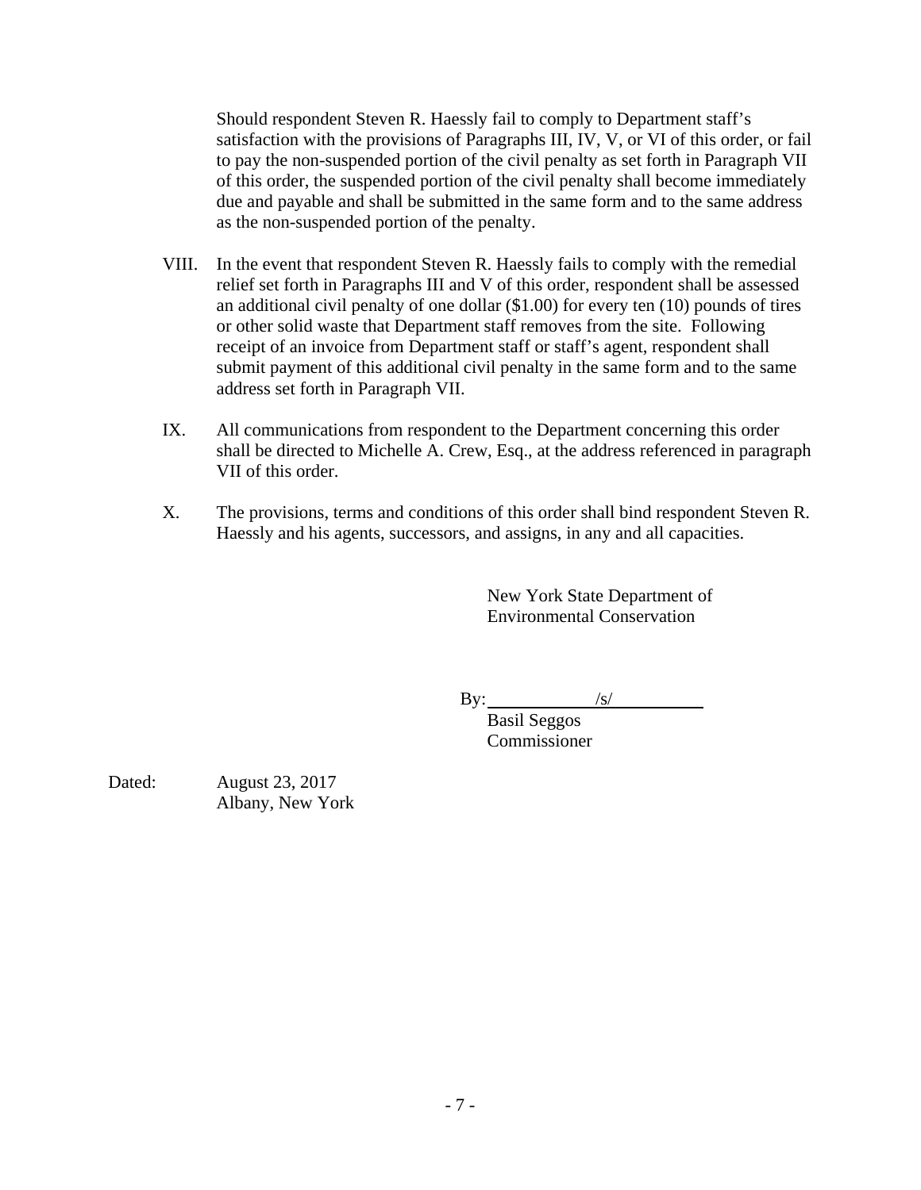Should respondent Steven R. Haessly fail to comply to Department staff's satisfaction with the provisions of Paragraphs III, IV, V, or VI of this order, or fail to pay the non-suspended portion of the civil penalty as set forth in Paragraph VII of this order, the suspended portion of the civil penalty shall become immediately due and payable and shall be submitted in the same form and to the same address as the non-suspended portion of the penalty.

VIII. In the event that respondent Steven R. Haessly fails to comply with the remedial relief set forth in Paragraphs III and V of this order, respondent shall be assessed an additional civil penalty of one dollar ($1.00) for every ten (10) pounds of tires or other solid waste that Department staff removes from the site. Following receipt of an invoice from Department staff or staff's agent, respondent shall submit payment of this additional civil penalty in the same form and to the same address set forth in Paragraph VII.

IX. All communications from respondent to the Department concerning this order shall be directed to Michelle A. Crew, Esq., at the address referenced in paragraph VII of this order.

X. The provisions, terms and conditions of this order shall bind respondent Steven R. Haessly and his agents, successors, and assigns, in any and all capacities.

New York State Department of Environmental Conservation

By: /s/

Basil Seggos
Commissioner

Dated: August 23, 2017
Albany, New York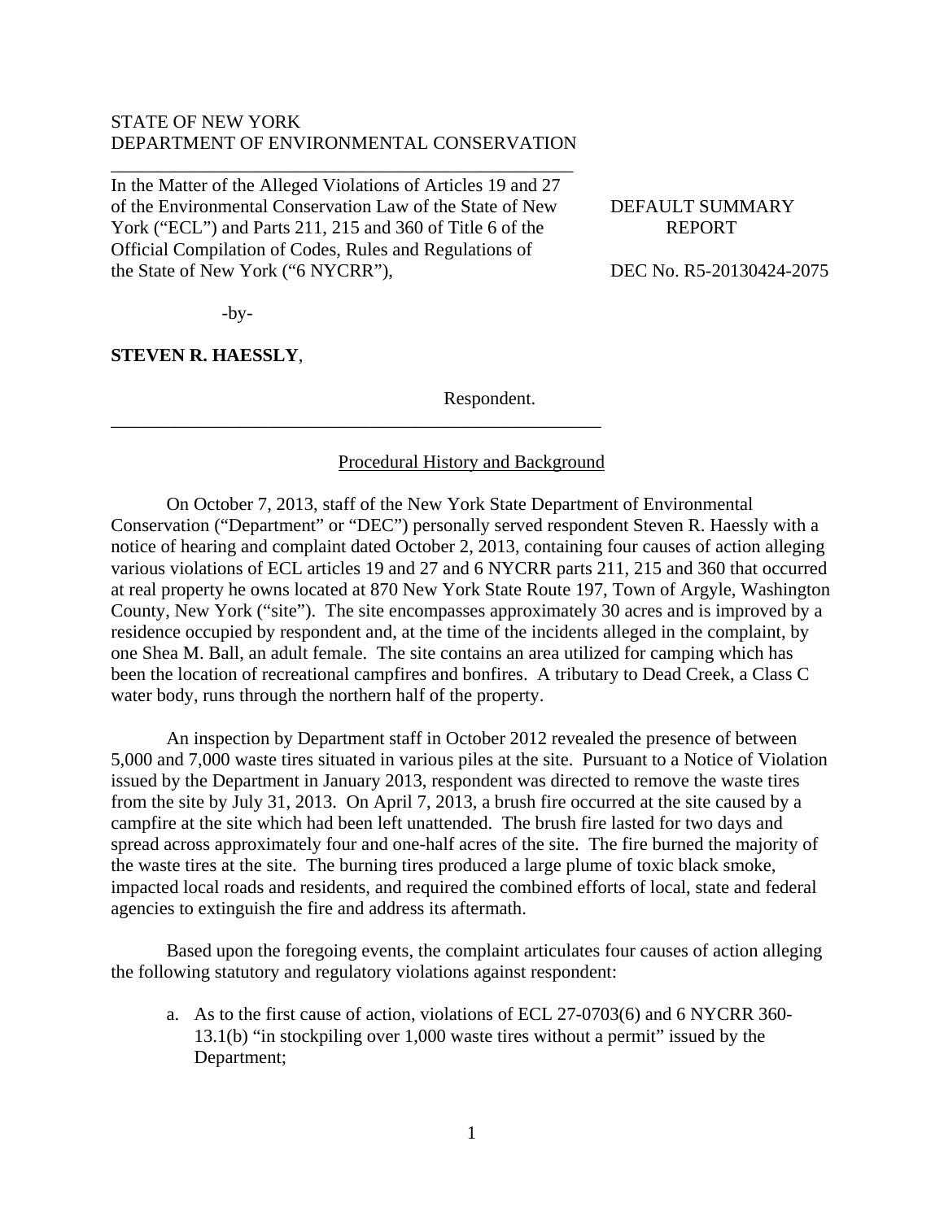STATE OF NEW YORK
DEPARTMENT OF ENVIRONMENTAL CONSERVATION

In the Matter of the Alleged Violations of Articles 19 and 27 of the Environmental Conservation Law of the State of New York ("ECL") and Parts 211, 215 and 360 of Title 6 of the Official Compilation of Codes, Rules and Regulations of the State of New York ("6 NYCRR"),

-by-

**STEVEN R. HAESSLY**,

Respondent.

DEFAULT SUMMARY REPORT

DEC No. R5-20130424-2075

## Procedural History and Background

On October 7, 2013, staff of the New York State Department of Environmental Conservation ("Department" or "DEC") personally served respondent Steven R. Haessly with a notice of hearing and complaint dated October 2, 2013, containing four causes of action alleging various violations of ECL articles 19 and 27 and 6 NYCRR parts 211, 215 and 360 that occurred at real property he owns located at 870 New York State Route 197, Town of Argyle, Washington County, New York ("site"). The site encompasses approximately 30 acres and is improved by a residence occupied by respondent and, at the time of the incidents alleged in the complaint, by one Shea M. Ball, an adult female. The site contains an area utilized for camping which has been the location of recreational campfires and bonfires. A tributary to Dead Creek, a Class C water body, runs through the northern half of the property.

An inspection by Department staff in October 2012 revealed the presence of between 5,000 and 7,000 waste tires situated in various piles at the site. Pursuant to a Notice of Violation issued by the Department in January 2013, respondent was directed to remove the waste tires from the site by July 31, 2013. On April 7, 2013, a brush fire occurred at the site caused by a campfire at the site which had been left unattended. The brush fire lasted for two days and spread across approximately four and one-half acres of the site. The fire burned the majority of the waste tires at the site. The burning tires produced a large plume of toxic black smoke, impacted local roads and residents, and required the combined efforts of local, state and federal agencies to extinguish the fire and address its aftermath.

Based upon the foregoing events, the complaint articulates four causes of action alleging the following statutory and regulatory violations against respondent:

a. As to the first cause of action, violations of ECL 27-0703(6) and 6 NYCRR 360-13.1(b) "in stockpiling over 1,000 waste tires without a permit" issued by the Department;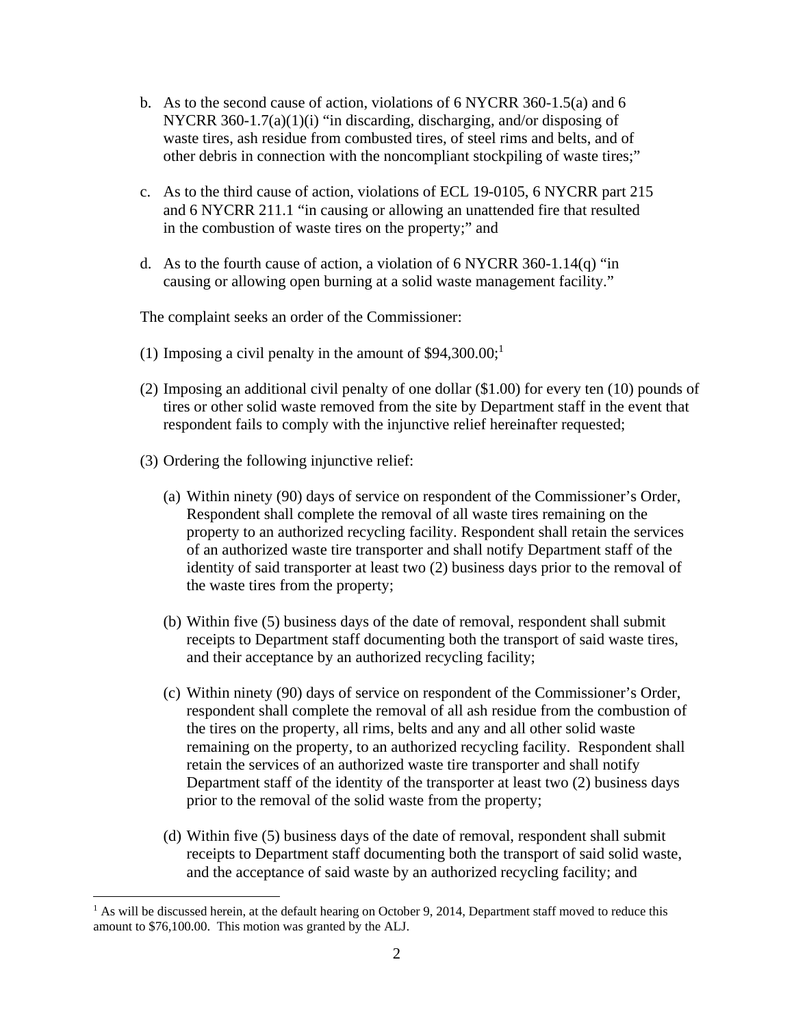b. As to the second cause of action, violations of 6 NYCRR 360-1.5(a) and 6 NYCRR 360-1.7(a)(1)(i) "in discarding, discharging, and/or disposing of waste tires, ash residue from combusted tires, of steel rims and belts, and of other debris in connection with the noncompliant stockpiling of waste tires;"

c. As to the third cause of action, violations of ECL 19-0105, 6 NYCRR part 215 and 6 NYCRR 211.1 "in causing or allowing an unattended fire that resulted in the combustion of waste tires on the property;" and

d. As to the fourth cause of action, a violation of 6 NYCRR 360-1.14(q) "in causing or allowing open burning at a solid waste management facility."

The complaint seeks an order of the Commissioner:

(1) Imposing a civil penalty in the amount of $94,300.00;[1]

(2) Imposing an additional civil penalty of one dollar ($1.00) for every ten (10) pounds of tires or other solid waste removed from the site by Department staff in the event that respondent fails to comply with the injunctive relief hereinafter requested;

(3) Ordering the following injunctive relief:

(a) Within ninety (90) days of service on respondent of the Commissioner's Order, Respondent shall complete the removal of all waste tires remaining on the property to an authorized recycling facility. Respondent shall retain the services of an authorized waste tire transporter and shall notify Department staff of the identity of said transporter at least two (2) business days prior to the removal of the waste tires from the property;

(b) Within five (5) business days of the date of removal, respondent shall submit receipts to Department staff documenting both the transport of said waste tires, and their acceptance by an authorized recycling facility;

(c) Within ninety (90) days of service on respondent of the Commissioner's Order, respondent shall complete the removal of all ash residue from the combustion of the tires on the property, all rims, belts and any and all other solid waste remaining on the property, to an authorized recycling facility. Respondent shall retain the services of an authorized waste tire transporter and shall notify Department staff of the identity of the transporter at least two (2) business days prior to the removal of the solid waste from the property;

(d) Within five (5) business days of the date of removal, respondent shall submit receipts to Department staff documenting both the transport of said solid waste, and the acceptance of said waste by an authorized recycling facility; and

---

[1] As will be discussed herein, at the default hearing on October 9, 2014, Department staff moved to reduce this amount to $76,100.00. This motion was granted by the ALJ.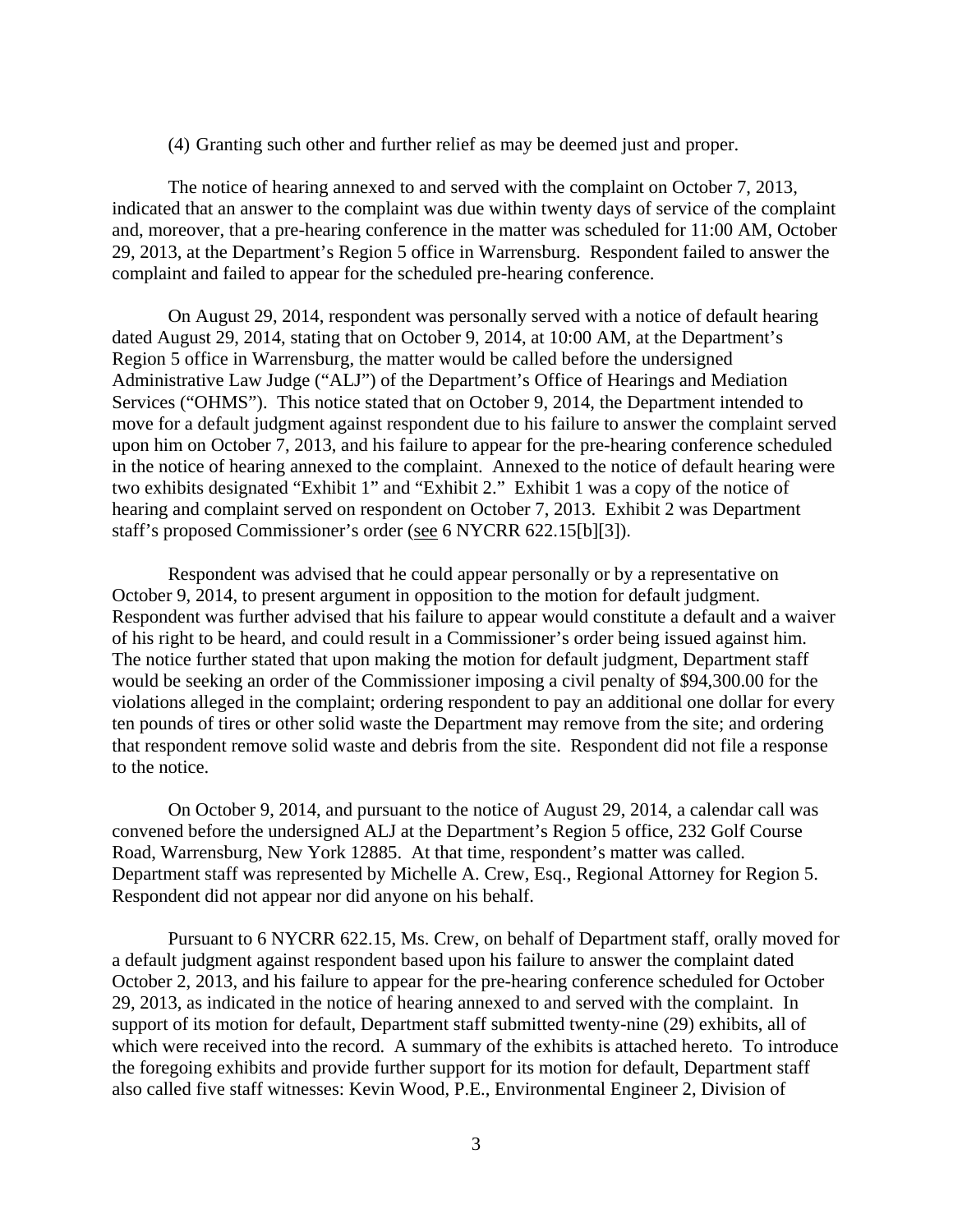(4) Granting such other and further relief as may be deemed just and proper.

The notice of hearing annexed to and served with the complaint on October 7, 2013, indicated that an answer to the complaint was due within twenty days of service of the complaint and, moreover, that a pre-hearing conference in the matter was scheduled for 11:00 AM, October 29, 2013, at the Department's Region 5 office in Warrensburg. Respondent failed to answer the complaint and failed to appear for the scheduled pre-hearing conference.

On August 29, 2014, respondent was personally served with a notice of default hearing dated August 29, 2014, stating that on October 9, 2014, at 10:00 AM, at the Department's Region 5 office in Warrensburg, the matter would be called before the undersigned Administrative Law Judge ("ALJ") of the Department's Office of Hearings and Mediation Services ("OHMS"). This notice stated that on October 9, 2014, the Department intended to move for a default judgment against respondent due to his failure to answer the complaint served upon him on October 7, 2013, and his failure to appear for the pre-hearing conference scheduled in the notice of hearing annexed to the complaint. Annexed to the notice of default hearing were two exhibits designated "Exhibit 1" and "Exhibit 2." Exhibit 1 was a copy of the notice of hearing and complaint served on respondent on October 7, 2013. Exhibit 2 was Department staff's proposed Commissioner's order (see 6 NYCRR 622.15[b][3]).

Respondent was advised that he could appear personally or by a representative on October 9, 2014, to present argument in opposition to the motion for default judgment. Respondent was further advised that his failure to appear would constitute a default and a waiver of his right to be heard, and could result in a Commissioner's order being issued against him. The notice further stated that upon making the motion for default judgment, Department staff would be seeking an order of the Commissioner imposing a civil penalty of $94,300.00 for the violations alleged in the complaint; ordering respondent to pay an additional one dollar for every ten pounds of tires or other solid waste the Department may remove from the site; and ordering that respondent remove solid waste and debris from the site. Respondent did not file a response to the notice.

On October 9, 2014, and pursuant to the notice of August 29, 2014, a calendar call was convened before the undersigned ALJ at the Department's Region 5 office, 232 Golf Course Road, Warrensburg, New York 12885. At that time, respondent's matter was called. Department staff was represented by Michelle A. Crew, Esq., Regional Attorney for Region 5. Respondent did not appear nor did anyone on his behalf.

Pursuant to 6 NYCRR 622.15, Ms. Crew, on behalf of Department staff, orally moved for a default judgment against respondent based upon his failure to answer the complaint dated October 2, 2013, and his failure to appear for the pre-hearing conference scheduled for October 29, 2013, as indicated in the notice of hearing annexed to and served with the complaint. In support of its motion for default, Department staff submitted twenty-nine (29) exhibits, all of which were received into the record. A summary of the exhibits is attached hereto. To introduce the foregoing exhibits and provide further support for its motion for default, Department staff also called five staff witnesses: Kevin Wood, P.E., Environmental Engineer 2, Division of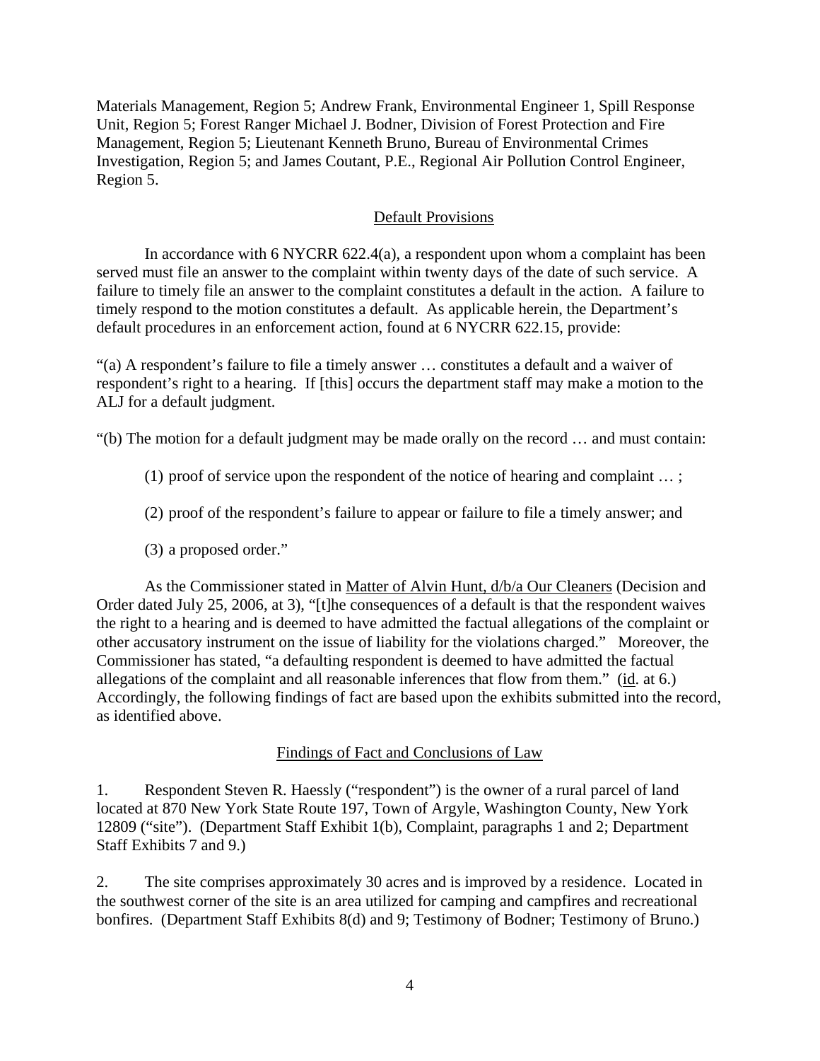Materials Management, Region 5; Andrew Frank, Environmental Engineer 1, Spill Response Unit, Region 5; Forest Ranger Michael J. Bodner, Division of Forest Protection and Fire Management, Region 5; Lieutenant Kenneth Bruno, Bureau of Environmental Crimes Investigation, Region 5; and James Coutant, P.E., Regional Air Pollution Control Engineer, Region 5.

## Default Provisions

In accordance with 6 NYCRR 622.4(a), a respondent upon whom a complaint has been served must file an answer to the complaint within twenty days of the date of such service. A failure to timely file an answer to the complaint constitutes a default in the action. A failure to timely respond to the motion constitutes a default. As applicable herein, the Department's default procedures in an enforcement action, found at 6 NYCRR 622.15, provide:

"(a) A respondent's failure to file a timely answer … constitutes a default and a waiver of respondent's right to a hearing. If [this] occurs the department staff may make a motion to the ALJ for a default judgment.

"(b) The motion for a default judgment may be made orally on the record … and must contain:

(1) proof of service upon the respondent of the notice of hearing and complaint … ;

(2) proof of the respondent's failure to appear or failure to file a timely answer; and

(3) a proposed order."

As the Commissioner stated in Matter of Alvin Hunt, d/b/a Our Cleaners (Decision and Order dated July 25, 2006, at 3), "[t]he consequences of a default is that the respondent waives the right to a hearing and is deemed to have admitted the factual allegations of the complaint or other accusatory instrument on the issue of liability for the violations charged." Moreover, the Commissioner has stated, "a defaulting respondent is deemed to have admitted the factual allegations of the complaint and all reasonable inferences that flow from them." (id. at 6.) Accordingly, the following findings of fact are based upon the exhibits submitted into the record, as identified above.

## Findings of Fact and Conclusions of Law

1. Respondent Steven R. Haessly ("respondent") is the owner of a rural parcel of land located at 870 New York State Route 197, Town of Argyle, Washington County, New York 12809 ("site"). (Department Staff Exhibit 1(b), Complaint, paragraphs 1 and 2; Department Staff Exhibits 7 and 9.)

2. The site comprises approximately 30 acres and is improved by a residence. Located in the southwest corner of the site is an area utilized for camping and campfires and recreational bonfires. (Department Staff Exhibits 8(d) and 9; Testimony of Bodner; Testimony of Bruno.)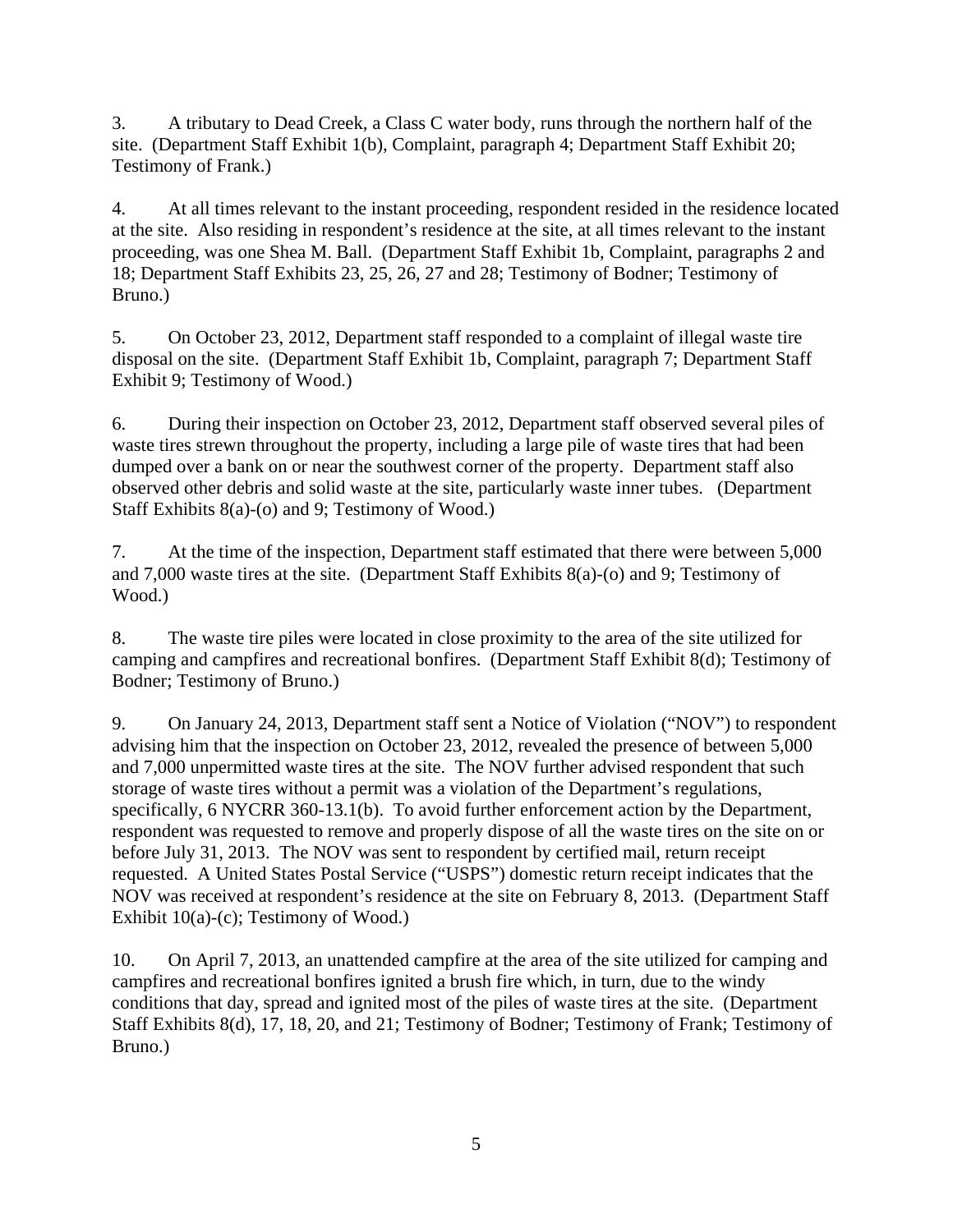3. A tributary to Dead Creek, a Class C water body, runs through the northern half of the site. (Department Staff Exhibit 1(b), Complaint, paragraph 4; Department Staff Exhibit 20; Testimony of Frank.)

4. At all times relevant to the instant proceeding, respondent resided in the residence located at the site. Also residing in respondent's residence at the site, at all times relevant to the instant proceeding, was one Shea M. Ball. (Department Staff Exhibit 1b, Complaint, paragraphs 2 and 18; Department Staff Exhibits 23, 25, 26, 27 and 28; Testimony of Bodner; Testimony of Bruno.)

5. On October 23, 2012, Department staff responded to a complaint of illegal waste tire disposal on the site. (Department Staff Exhibit 1b, Complaint, paragraph 7; Department Staff Exhibit 9; Testimony of Wood.)

6. During their inspection on October 23, 2012, Department staff observed several piles of waste tires strewn throughout the property, including a large pile of waste tires that had been dumped over a bank on or near the southwest corner of the property. Department staff also observed other debris and solid waste at the site, particularly waste inner tubes. (Department Staff Exhibits 8(a)-(o) and 9; Testimony of Wood.)

7. At the time of the inspection, Department staff estimated that there were between 5,000 and 7,000 waste tires at the site. (Department Staff Exhibits 8(a)-(o) and 9; Testimony of Wood.)

8. The waste tire piles were located in close proximity to the area of the site utilized for camping and campfires and recreational bonfires. (Department Staff Exhibit 8(d); Testimony of Bodner; Testimony of Bruno.)

9. On January 24, 2013, Department staff sent a Notice of Violation ("NOV") to respondent advising him that the inspection on October 23, 2012, revealed the presence of between 5,000 and 7,000 unpermitted waste tires at the site. The NOV further advised respondent that such storage of waste tires without a permit was a violation of the Department's regulations, specifically, 6 NYCRR 360-13.1(b). To avoid further enforcement action by the Department, respondent was requested to remove and properly dispose of all the waste tires on the site on or before July 31, 2013. The NOV was sent to respondent by certified mail, return receipt requested. A United States Postal Service ("USPS") domestic return receipt indicates that the NOV was received at respondent's residence at the site on February 8, 2013. (Department Staff Exhibit 10(a)-(c); Testimony of Wood.)

10. On April 7, 2013, an unattended campfire at the area of the site utilized for camping and campfires and recreational bonfires ignited a brush fire which, in turn, due to the windy conditions that day, spread and ignited most of the piles of waste tires at the site. (Department Staff Exhibits 8(d), 17, 18, 20, and 21; Testimony of Bodner; Testimony of Frank; Testimony of Bruno.)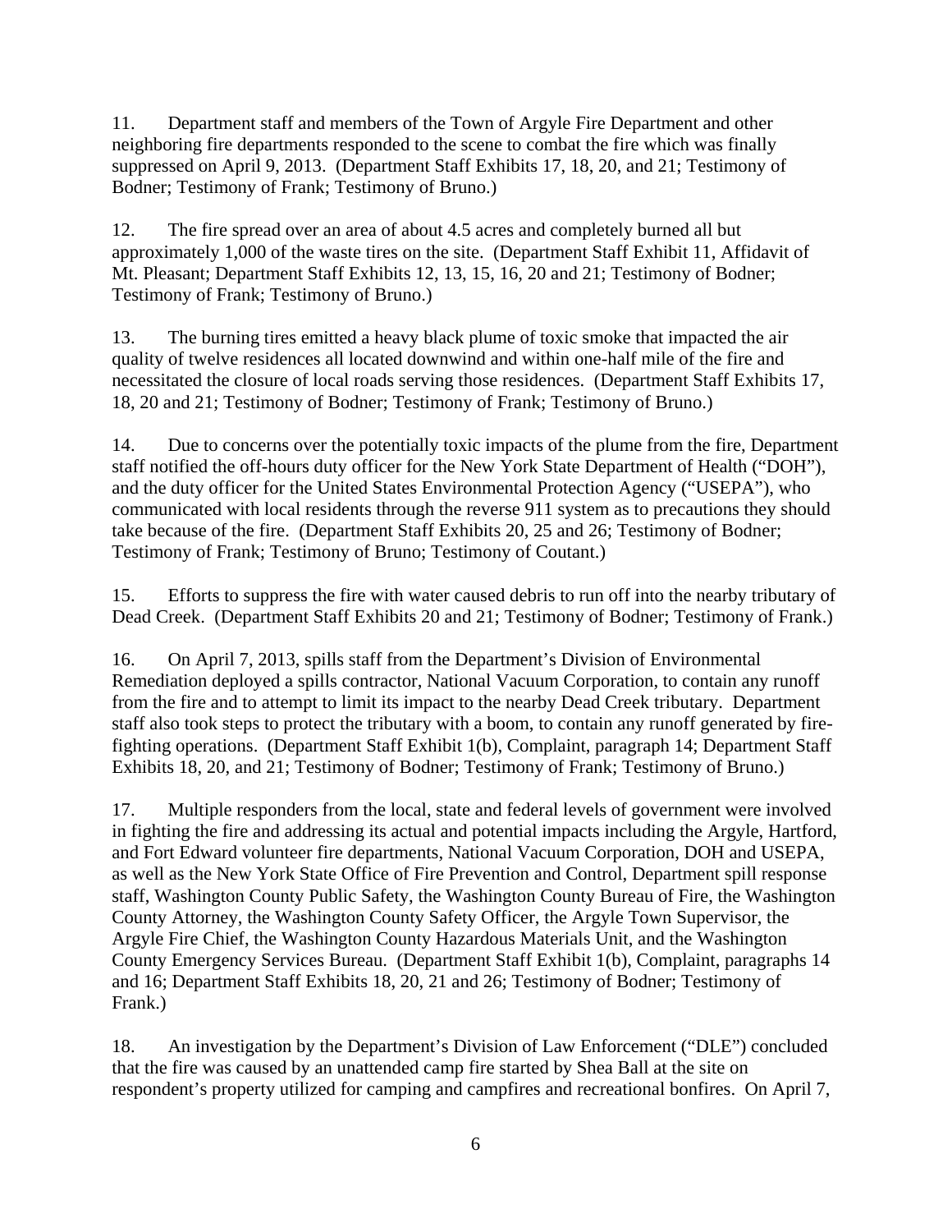11. Department staff and members of the Town of Argyle Fire Department and other neighboring fire departments responded to the scene to combat the fire which was finally suppressed on April 9, 2013. (Department Staff Exhibits 17, 18, 20, and 21; Testimony of Bodner; Testimony of Frank; Testimony of Bruno.)

12. The fire spread over an area of about 4.5 acres and completely burned all but approximately 1,000 of the waste tires on the site. (Department Staff Exhibit 11, Affidavit of Mt. Pleasant; Department Staff Exhibits 12, 13, 15, 16, 20 and 21; Testimony of Bodner; Testimony of Frank; Testimony of Bruno.)

13. The burning tires emitted a heavy black plume of toxic smoke that impacted the air quality of twelve residences all located downwind and within one-half mile of the fire and necessitated the closure of local roads serving those residences. (Department Staff Exhibits 17, 18, 20 and 21; Testimony of Bodner; Testimony of Frank; Testimony of Bruno.)

14. Due to concerns over the potentially toxic impacts of the plume from the fire, Department staff notified the off-hours duty officer for the New York State Department of Health ("DOH"), and the duty officer for the United States Environmental Protection Agency ("USEPA"), who communicated with local residents through the reverse 911 system as to precautions they should take because of the fire. (Department Staff Exhibits 20, 25 and 26; Testimony of Bodner; Testimony of Frank; Testimony of Bruno; Testimony of Coutant.)

15. Efforts to suppress the fire with water caused debris to run off into the nearby tributary of Dead Creek. (Department Staff Exhibits 20 and 21; Testimony of Bodner; Testimony of Frank.)

16. On April 7, 2013, spills staff from the Department's Division of Environmental Remediation deployed a spills contractor, National Vacuum Corporation, to contain any runoff from the fire and to attempt to limit its impact to the nearby Dead Creek tributary. Department staff also took steps to protect the tributary with a boom, to contain any runoff generated by fire-fighting operations. (Department Staff Exhibit 1(b), Complaint, paragraph 14; Department Staff Exhibits 18, 20, and 21; Testimony of Bodner; Testimony of Frank; Testimony of Bruno.)

17. Multiple responders from the local, state and federal levels of government were involved in fighting the fire and addressing its actual and potential impacts including the Argyle, Hartford, and Fort Edward volunteer fire departments, National Vacuum Corporation, DOH and USEPA, as well as the New York State Office of Fire Prevention and Control, Department spill response staff, Washington County Public Safety, the Washington County Bureau of Fire, the Washington County Attorney, the Washington County Safety Officer, the Argyle Town Supervisor, the Argyle Fire Chief, the Washington County Hazardous Materials Unit, and the Washington County Emergency Services Bureau. (Department Staff Exhibit 1(b), Complaint, paragraphs 14 and 16; Department Staff Exhibits 18, 20, 21 and 26; Testimony of Bodner; Testimony of Frank.)

18. An investigation by the Department's Division of Law Enforcement ("DLE") concluded that the fire was caused by an unattended camp fire started by Shea Ball at the site on respondent's property utilized for camping and campfires and recreational bonfires. On April 7,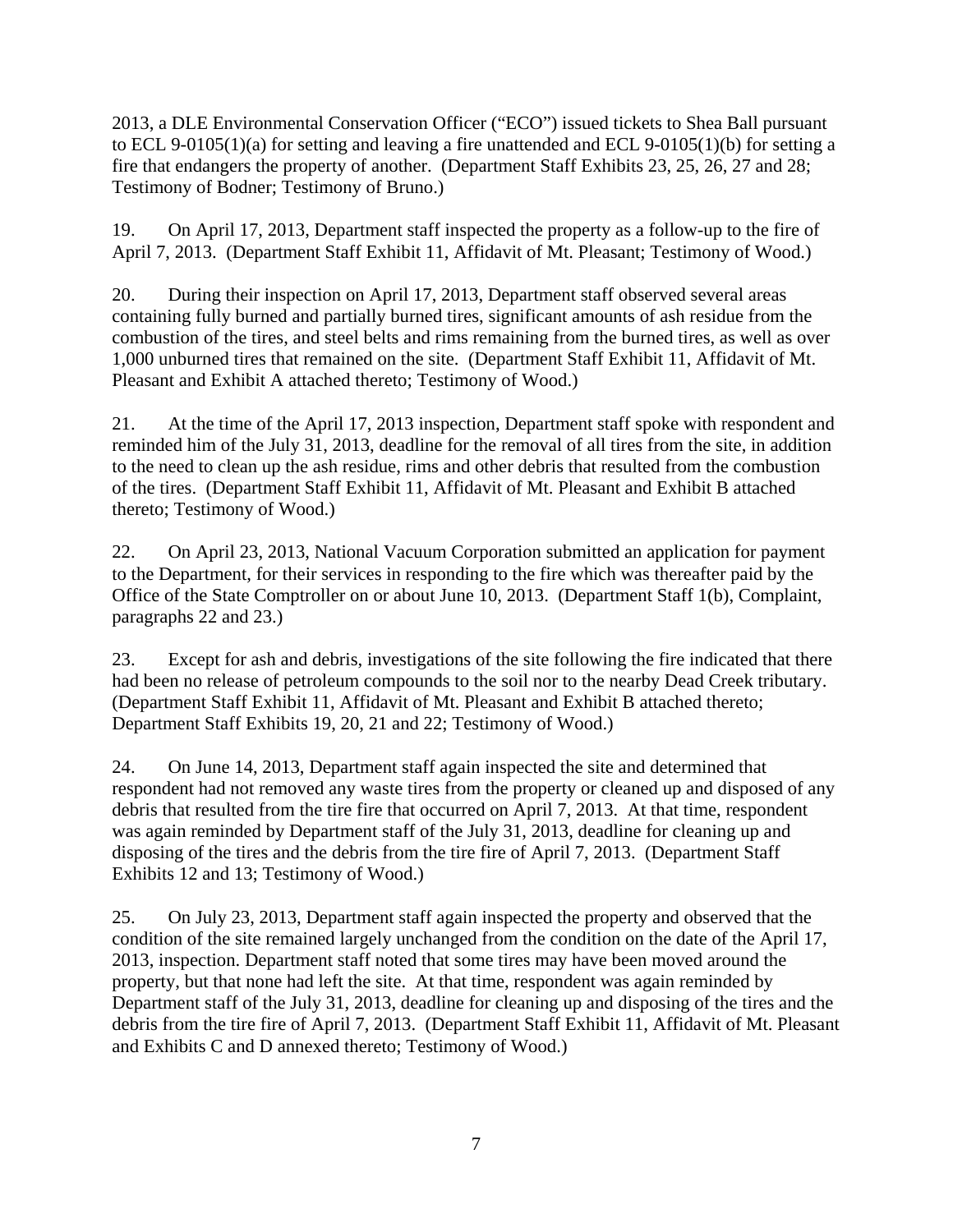2013, a DLE Environmental Conservation Officer ("ECO") issued tickets to Shea Ball pursuant to ECL 9-0105(1)(a) for setting and leaving a fire unattended and ECL 9-0105(1)(b) for setting a fire that endangers the property of another. (Department Staff Exhibits 23, 25, 26, 27 and 28; Testimony of Bodner; Testimony of Bruno.)

19. On April 17, 2013, Department staff inspected the property as a follow-up to the fire of April 7, 2013. (Department Staff Exhibit 11, Affidavit of Mt. Pleasant; Testimony of Wood.)

20. During their inspection on April 17, 2013, Department staff observed several areas containing fully burned and partially burned tires, significant amounts of ash residue from the combustion of the tires, and steel belts and rims remaining from the burned tires, as well as over 1,000 unburned tires that remained on the site. (Department Staff Exhibit 11, Affidavit of Mt. Pleasant and Exhibit A attached thereto; Testimony of Wood.)

21. At the time of the April 17, 2013 inspection, Department staff spoke with respondent and reminded him of the July 31, 2013, deadline for the removal of all tires from the site, in addition to the need to clean up the ash residue, rims and other debris that resulted from the combustion of the tires. (Department Staff Exhibit 11, Affidavit of Mt. Pleasant and Exhibit B attached thereto; Testimony of Wood.)

22. On April 23, 2013, National Vacuum Corporation submitted an application for payment to the Department, for their services in responding to the fire which was thereafter paid by the Office of the State Comptroller on or about June 10, 2013. (Department Staff 1(b), Complaint, paragraphs 22 and 23.)

23. Except for ash and debris, investigations of the site following the fire indicated that there had been no release of petroleum compounds to the soil nor to the nearby Dead Creek tributary. (Department Staff Exhibit 11, Affidavit of Mt. Pleasant and Exhibit B attached thereto; Department Staff Exhibits 19, 20, 21 and 22; Testimony of Wood.)

24. On June 14, 2013, Department staff again inspected the site and determined that respondent had not removed any waste tires from the property or cleaned up and disposed of any debris that resulted from the tire fire that occurred on April 7, 2013. At that time, respondent was again reminded by Department staff of the July 31, 2013, deadline for cleaning up and disposing of the tires and the debris from the tire fire of April 7, 2013. (Department Staff Exhibits 12 and 13; Testimony of Wood.)

25. On July 23, 2013, Department staff again inspected the property and observed that the condition of the site remained largely unchanged from the condition on the date of the April 17, 2013, inspection. Department staff noted that some tires may have been moved around the property, but that none had left the site. At that time, respondent was again reminded by Department staff of the July 31, 2013, deadline for cleaning up and disposing of the tires and the debris from the tire fire of April 7, 2013. (Department Staff Exhibit 11, Affidavit of Mt. Pleasant and Exhibits C and D annexed thereto; Testimony of Wood.)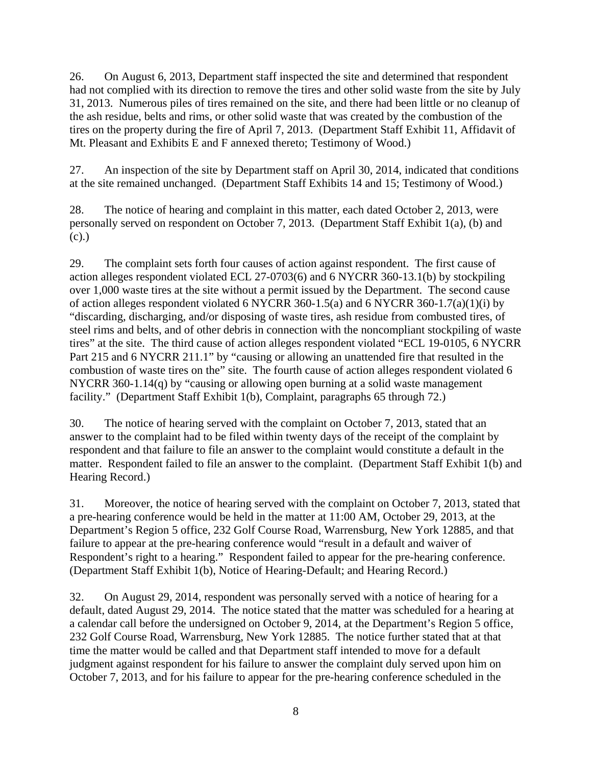26. On August 6, 2013, Department staff inspected the site and determined that respondent had not complied with its direction to remove the tires and other solid waste from the site by July 31, 2013. Numerous piles of tires remained on the site, and there had been little or no cleanup of the ash residue, belts and rims, or other solid waste that was created by the combustion of the tires on the property during the fire of April 7, 2013. (Department Staff Exhibit 11, Affidavit of Mt. Pleasant and Exhibits E and F annexed thereto; Testimony of Wood.)

27. An inspection of the site by Department staff on April 30, 2014, indicated that conditions at the site remained unchanged. (Department Staff Exhibits 14 and 15; Testimony of Wood.)

28. The notice of hearing and complaint in this matter, each dated October 2, 2013, were personally served on respondent on October 7, 2013. (Department Staff Exhibit 1(a), (b) and (c).)

29. The complaint sets forth four causes of action against respondent. The first cause of action alleges respondent violated ECL 27-0703(6) and 6 NYCRR 360-13.1(b) by stockpiling over 1,000 waste tires at the site without a permit issued by the Department. The second cause of action alleges respondent violated 6 NYCRR 360-1.5(a) and 6 NYCRR 360-1.7(a)(1)(i) by "discarding, discharging, and/or disposing of waste tires, ash residue from combusted tires, of steel rims and belts, and of other debris in connection with the noncompliant stockpiling of waste tires" at the site. The third cause of action alleges respondent violated "ECL 19-0105, 6 NYCRR Part 215 and 6 NYCRR 211.1" by "causing or allowing an unattended fire that resulted in the combustion of waste tires on the" site. The fourth cause of action alleges respondent violated 6 NYCRR 360-1.14(q) by "causing or allowing open burning at a solid waste management facility." (Department Staff Exhibit 1(b), Complaint, paragraphs 65 through 72.)

30. The notice of hearing served with the complaint on October 7, 2013, stated that an answer to the complaint had to be filed within twenty days of the receipt of the complaint by respondent and that failure to file an answer to the complaint would constitute a default in the matter. Respondent failed to file an answer to the complaint. (Department Staff Exhibit 1(b) and Hearing Record.)

31. Moreover, the notice of hearing served with the complaint on October 7, 2013, stated that a pre-hearing conference would be held in the matter at 11:00 AM, October 29, 2013, at the Department's Region 5 office, 232 Golf Course Road, Warrensburg, New York 12885, and that failure to appear at the pre-hearing conference would "result in a default and waiver of Respondent's right to a hearing." Respondent failed to appear for the pre-hearing conference. (Department Staff Exhibit 1(b), Notice of Hearing-Default; and Hearing Record.)

32. On August 29, 2014, respondent was personally served with a notice of hearing for a default, dated August 29, 2014. The notice stated that the matter was scheduled for a hearing at a calendar call before the undersigned on October 9, 2014, at the Department's Region 5 office, 232 Golf Course Road, Warrensburg, New York 12885. The notice further stated that at that time the matter would be called and that Department staff intended to move for a default judgment against respondent for his failure to answer the complaint duly served upon him on October 7, 2013, and for his failure to appear for the pre-hearing conference scheduled in the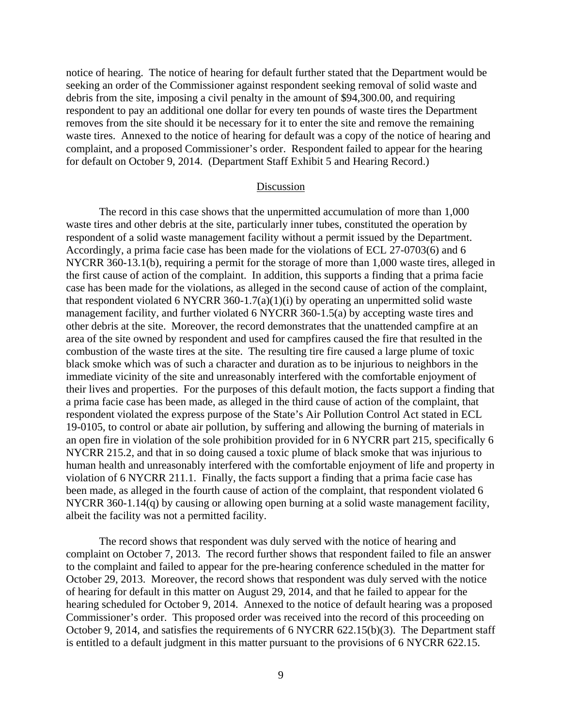notice of hearing. The notice of hearing for default further stated that the Department would be seeking an order of the Commissioner against respondent seeking removal of solid waste and debris from the site, imposing a civil penalty in the amount of $94,300.00, and requiring respondent to pay an additional one dollar for every ten pounds of waste tires the Department removes from the site should it be necessary for it to enter the site and remove the remaining waste tires. Annexed to the notice of hearing for default was a copy of the notice of hearing and complaint, and a proposed Commissioner's order. Respondent failed to appear for the hearing for default on October 9, 2014. (Department Staff Exhibit 5 and Hearing Record.)

## Discussion

The record in this case shows that the unpermitted accumulation of more than 1,000 waste tires and other debris at the site, particularly inner tubes, constituted the operation by respondent of a solid waste management facility without a permit issued by the Department. Accordingly, a prima facie case has been made for the violations of ECL 27-0703(6) and 6 NYCRR 360-13.1(b), requiring a permit for the storage of more than 1,000 waste tires, alleged in the first cause of action of the complaint. In addition, this supports a finding that a prima facie case has been made for the violations, as alleged in the second cause of action of the complaint, that respondent violated 6 NYCRR 360-1.7(a)(1)(i) by operating an unpermitted solid waste management facility, and further violated 6 NYCRR 360-1.5(a) by accepting waste tires and other debris at the site. Moreover, the record demonstrates that the unattended campfire at an area of the site owned by respondent and used for campfires caused the fire that resulted in the combustion of the waste tires at the site. The resulting tire fire caused a large plume of toxic black smoke which was of such a character and duration as to be injurious to neighbors in the immediate vicinity of the site and unreasonably interfered with the comfortable enjoyment of their lives and properties. For the purposes of this default motion, the facts support a finding that a prima facie case has been made, as alleged in the third cause of action of the complaint, that respondent violated the express purpose of the State's Air Pollution Control Act stated in ECL 19-0105, to control or abate air pollution, by suffering and allowing the burning of materials in an open fire in violation of the sole prohibition provided for in 6 NYCRR part 215, specifically 6 NYCRR 215.2, and that in so doing caused a toxic plume of black smoke that was injurious to human health and unreasonably interfered with the comfortable enjoyment of life and property in violation of 6 NYCRR 211.1. Finally, the facts support a finding that a prima facie case has been made, as alleged in the fourth cause of action of the complaint, that respondent violated 6 NYCRR 360-1.14(q) by causing or allowing open burning at a solid waste management facility, albeit the facility was not a permitted facility.

The record shows that respondent was duly served with the notice of hearing and complaint on October 7, 2013. The record further shows that respondent failed to file an answer to the complaint and failed to appear for the pre-hearing conference scheduled in the matter for October 29, 2013. Moreover, the record shows that respondent was duly served with the notice of hearing for default in this matter on August 29, 2014, and that he failed to appear for the hearing scheduled for October 9, 2014. Annexed to the notice of default hearing was a proposed Commissioner's order. This proposed order was received into the record of this proceeding on October 9, 2014, and satisfies the requirements of 6 NYCRR 622.15(b)(3). The Department staff is entitled to a default judgment in this matter pursuant to the provisions of 6 NYCRR 622.15.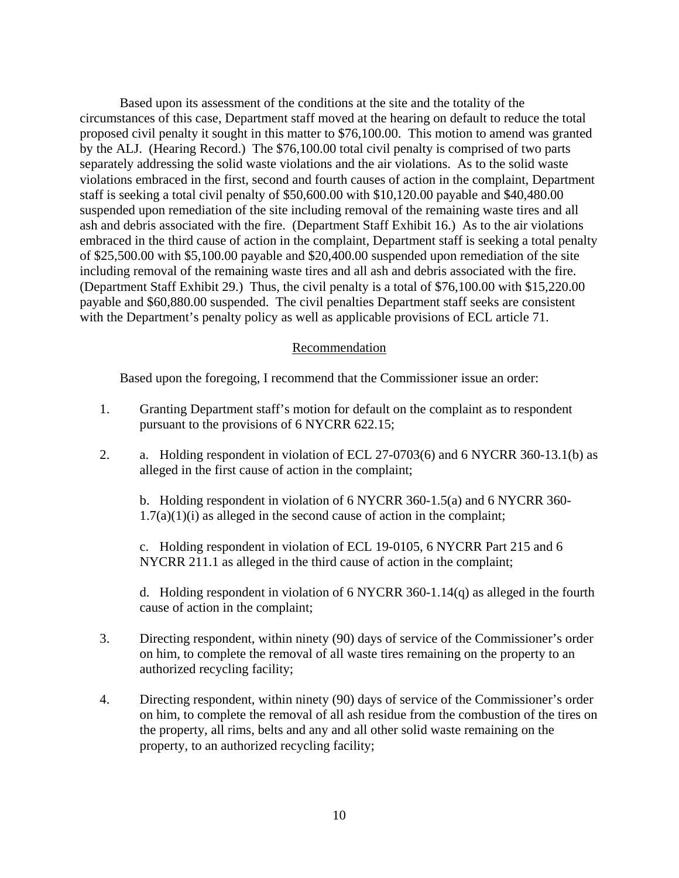Based upon its assessment of the conditions at the site and the totality of the circumstances of this case, Department staff moved at the hearing on default to reduce the total proposed civil penalty it sought in this matter to $76,100.00. This motion to amend was granted by the ALJ. (Hearing Record.) The $76,100.00 total civil penalty is comprised of two parts separately addressing the solid waste violations and the air violations. As to the solid waste violations embraced in the first, second and fourth causes of action in the complaint, Department staff is seeking a total civil penalty of $50,600.00 with $10,120.00 payable and $40,480.00 suspended upon remediation of the site including removal of the remaining waste tires and all ash and debris associated with the fire. (Department Staff Exhibit 16.) As to the air violations embraced in the third cause of action in the complaint, Department staff is seeking a total penalty of $25,500.00 with $5,100.00 payable and $20,400.00 suspended upon remediation of the site including removal of the remaining waste tires and all ash and debris associated with the fire. (Department Staff Exhibit 29.) Thus, the civil penalty is a total of $76,100.00 with $15,220.00 payable and $60,880.00 suspended. The civil penalties Department staff seeks are consistent with the Department's penalty policy as well as applicable provisions of ECL article 71.

## Recommendation

Based upon the foregoing, I recommend that the Commissioner issue an order:

1. Granting Department staff's motion for default on the complaint as to respondent pursuant to the provisions of 6 NYCRR 622.15;

2. a. Holding respondent in violation of ECL 27-0703(6) and 6 NYCRR 360-13.1(b) as alleged in the first cause of action in the complaint;

   b. Holding respondent in violation of 6 NYCRR 360-1.5(a) and 6 NYCRR 360-1.7(a)(1)(i) as alleged in the second cause of action in the complaint;

   c. Holding respondent in violation of ECL 19-0105, 6 NYCRR Part 215 and 6 NYCRR 211.1 as alleged in the third cause of action in the complaint;

   d. Holding respondent in violation of 6 NYCRR 360-1.14(q) as alleged in the fourth cause of action in the complaint;

3. Directing respondent, within ninety (90) days of service of the Commissioner's order on him, to complete the removal of all waste tires remaining on the property to an authorized recycling facility;

4. Directing respondent, within ninety (90) days of service of the Commissioner's order on him, to complete the removal of all ash residue from the combustion of the tires on the property, all rims, belts and any and all other solid waste remaining on the property, to an authorized recycling facility;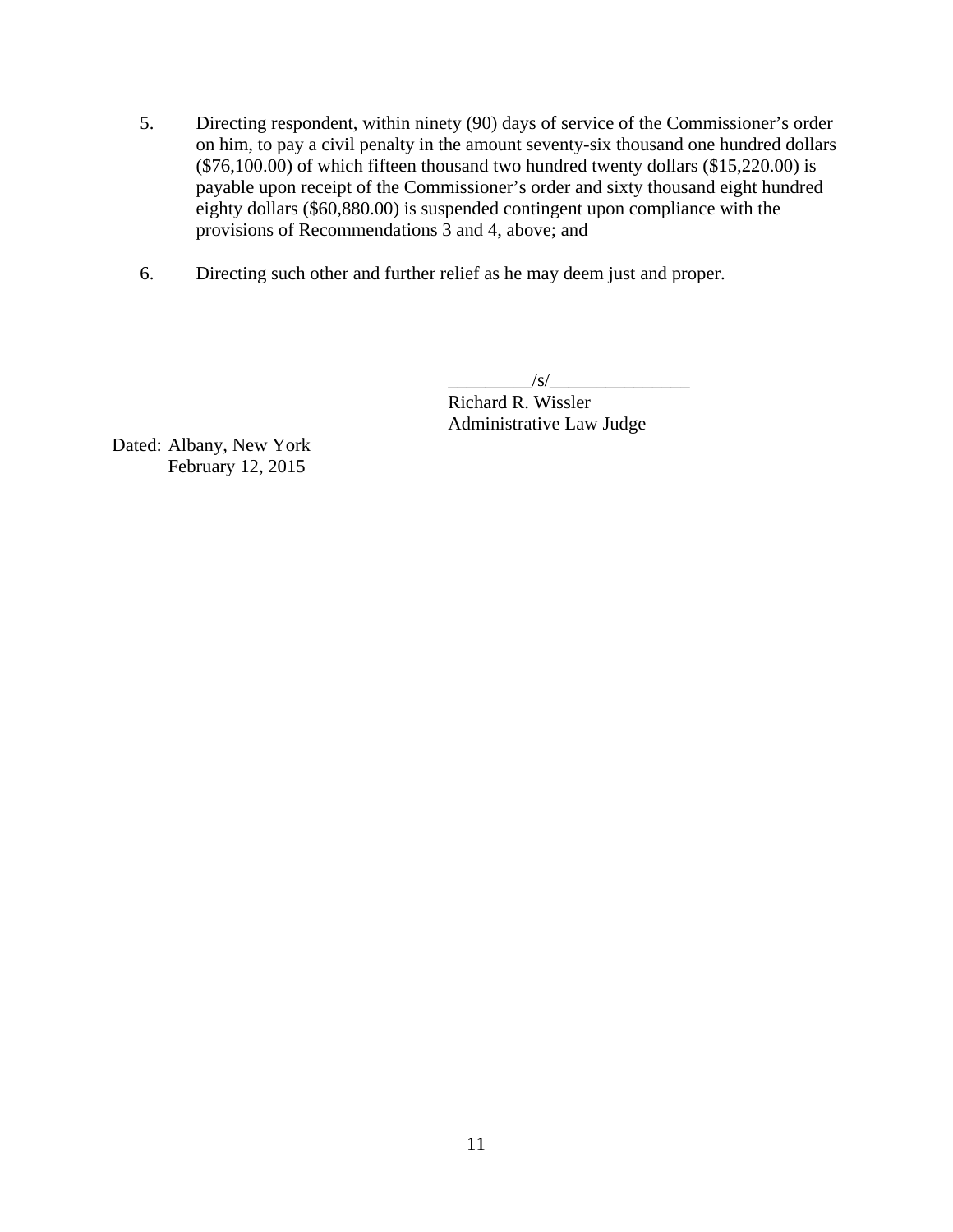5. Directing respondent, within ninety (90) days of service of the Commissioner's order on him, to pay a civil penalty in the amount seventy-six thousand one hundred dollars ($76,100.00) of which fifteen thousand two hundred twenty dollars ($15,220.00) is payable upon receipt of the Commissioner's order and sixty thousand eight hundred eighty dollars ($60,880.00) is suspended contingent upon compliance with the provisions of Recommendations 3 and 4, above; and

6. Directing such other and further relief as he may deem just and proper.

_________/s/_______________
Richard R. Wissler
Administrative Law Judge

Dated: Albany, New York
February 12, 2015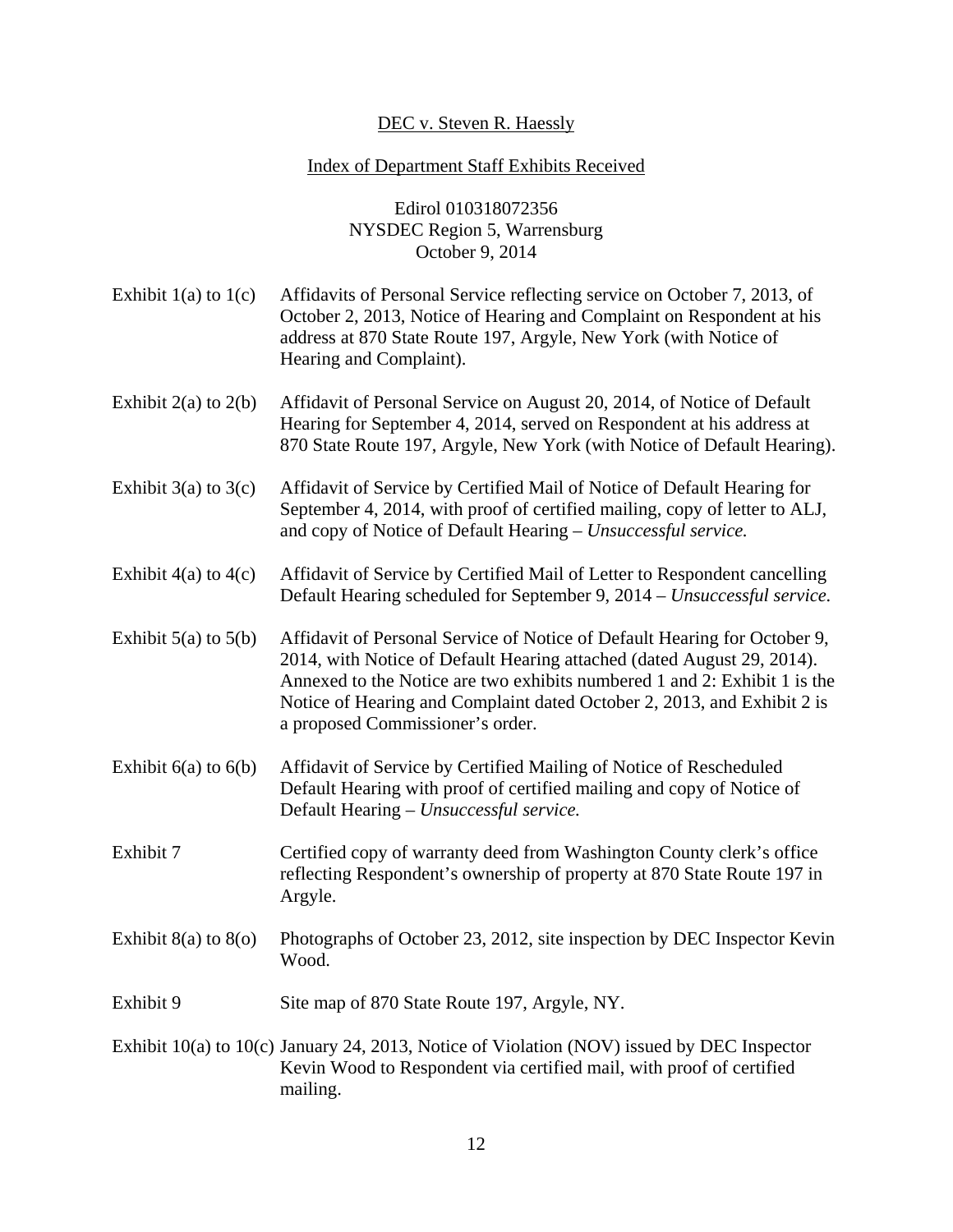DEC v. Steven R. Haessly

Index of Department Staff Exhibits Received

Edirol 010318072356
NYSDEC Region 5, Warrensburg
October 9, 2014

| | |
|---|---|
| Exhibit 1(a) to 1(c) | Affidavits of Personal Service reflecting service on October 7, 2013, of October 2, 2013, Notice of Hearing and Complaint on Respondent at his address at 870 State Route 197, Argyle, New York (with Notice of Hearing and Complaint). |
| Exhibit 2(a) to 2(b) | Affidavit of Personal Service on August 20, 2014, of Notice of Default Hearing for September 4, 2014, served on Respondent at his address at 870 State Route 197, Argyle, New York (with Notice of Default Hearing). |
| Exhibit 3(a) to 3(c) | Affidavit of Service by Certified Mail of Notice of Default Hearing for September 4, 2014, with proof of certified mailing, copy of letter to ALJ, and copy of Notice of Default Hearing – *Unsuccessful service.* |
| Exhibit 4(a) to 4(c) | Affidavit of Service by Certified Mail of Letter to Respondent cancelling Default Hearing scheduled for September 9, 2014 – *Unsuccessful service.* |
| Exhibit 5(a) to 5(b) | Affidavit of Personal Service of Notice of Default Hearing for October 9, 2014, with Notice of Default Hearing attached (dated August 29, 2014). Annexed to the Notice are two exhibits numbered 1 and 2: Exhibit 1 is the Notice of Hearing and Complaint dated October 2, 2013, and Exhibit 2 is a proposed Commissioner's order. |
| Exhibit 6(a) to 6(b) | Affidavit of Service by Certified Mailing of Notice of Rescheduled Default Hearing with proof of certified mailing and copy of Notice of Default Hearing – *Unsuccessful service.* |
| Exhibit 7 | Certified copy of warranty deed from Washington County clerk's office reflecting Respondent's ownership of property at 870 State Route 197 in Argyle. |
| Exhibit 8(a) to 8(o) | Photographs of October 23, 2012, site inspection by DEC Inspector Kevin Wood. |
| Exhibit 9 | Site map of 870 State Route 197, Argyle, NY. |
| Exhibit 10(a) to 10(c) | January 24, 2013, Notice of Violation (NOV) issued by DEC Inspector Kevin Wood to Respondent via certified mail, with proof of certified mailing. |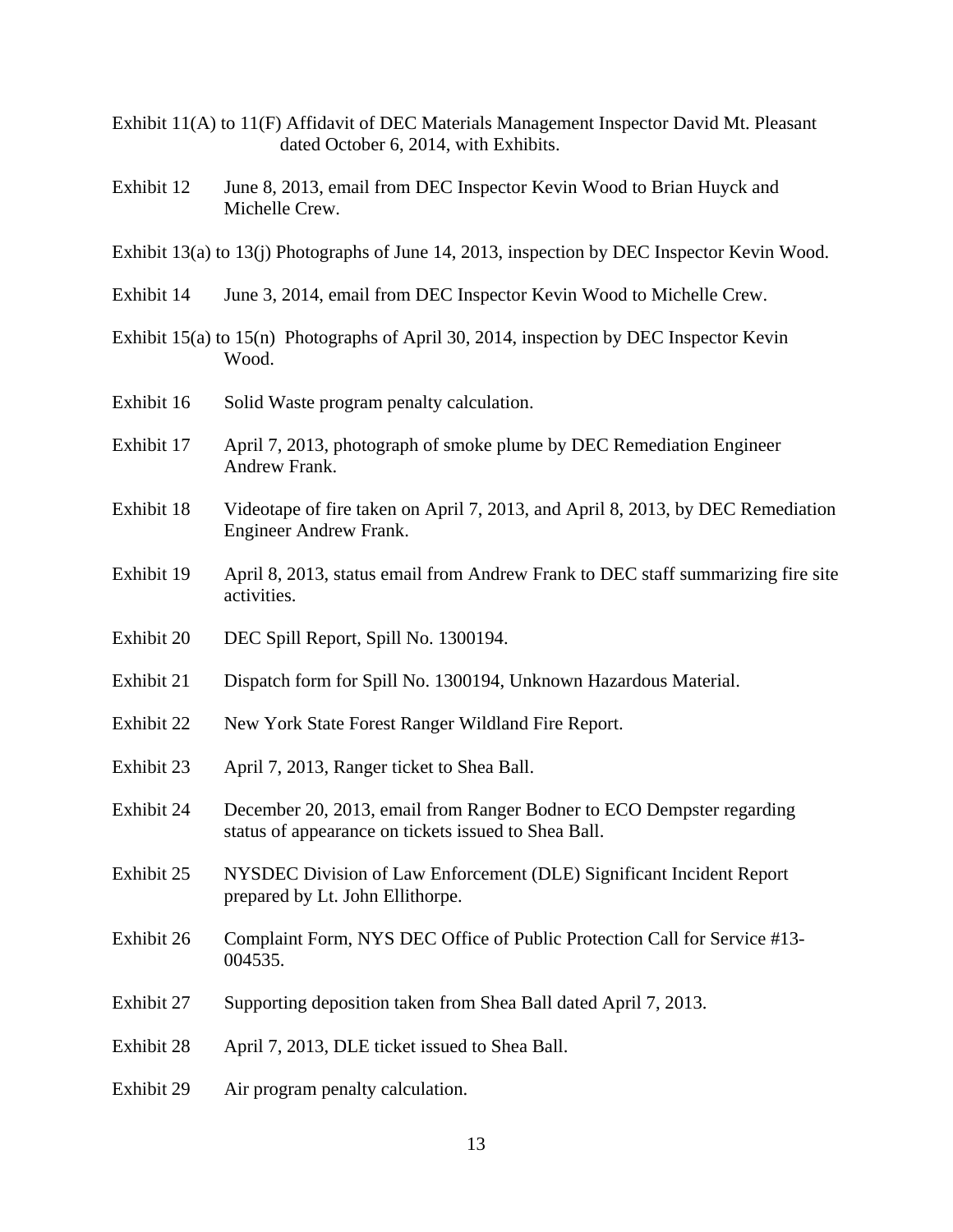Exhibit 11(A) to 11(F) Affidavit of DEC Materials Management Inspector David Mt. Pleasant dated October 6, 2014, with Exhibits.

Exhibit 12 June 8, 2013, email from DEC Inspector Kevin Wood to Brian Huyck and Michelle Crew.

Exhibit 13(a) to 13(j) Photographs of June 14, 2013, inspection by DEC Inspector Kevin Wood.

Exhibit 14 June 3, 2014, email from DEC Inspector Kevin Wood to Michelle Crew.

Exhibit 15(a) to 15(n) Photographs of April 30, 2014, inspection by DEC Inspector Kevin Wood.

Exhibit 16 Solid Waste program penalty calculation.

Exhibit 17 April 7, 2013, photograph of smoke plume by DEC Remediation Engineer Andrew Frank.

Exhibit 18 Videotape of fire taken on April 7, 2013, and April 8, 2013, by DEC Remediation Engineer Andrew Frank.

Exhibit 19 April 8, 2013, status email from Andrew Frank to DEC staff summarizing fire site activities.

Exhibit 20 DEC Spill Report, Spill No. 1300194.

Exhibit 21 Dispatch form for Spill No. 1300194, Unknown Hazardous Material.

Exhibit 22 New York State Forest Ranger Wildland Fire Report.

Exhibit 23 April 7, 2013, Ranger ticket to Shea Ball.

Exhibit 24 December 20, 2013, email from Ranger Bodner to ECO Dempster regarding status of appearance on tickets issued to Shea Ball.

Exhibit 25 NYSDEC Division of Law Enforcement (DLE) Significant Incident Report prepared by Lt. John Ellithorpe.

Exhibit 26 Complaint Form, NYS DEC Office of Public Protection Call for Service #13-004535.

Exhibit 27 Supporting deposition taken from Shea Ball dated April 7, 2013.

Exhibit 28 April 7, 2013, DLE ticket issued to Shea Ball.

Exhibit 29 Air program penalty calculation.